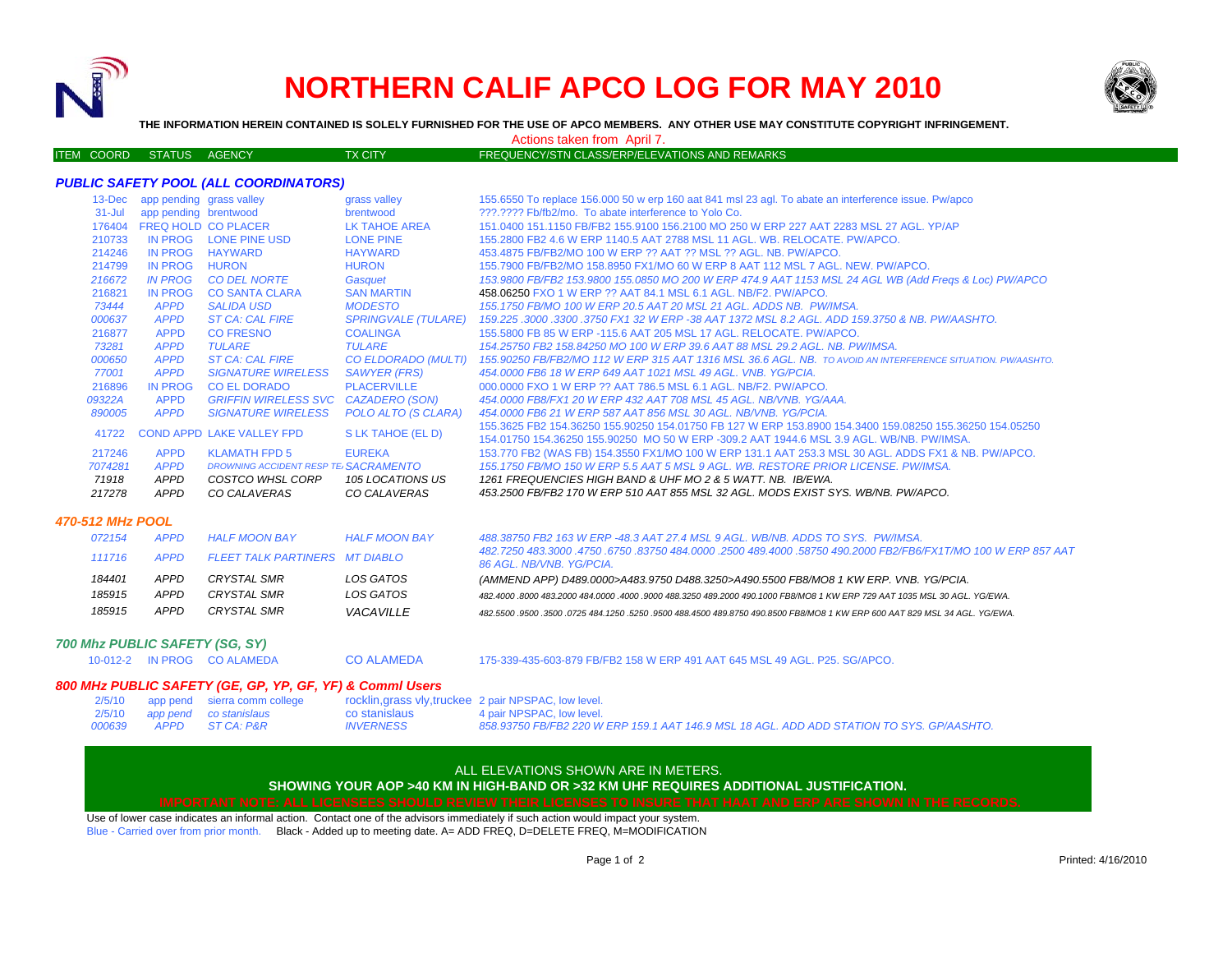# NORTHERN CALIF APCO LOG FOR MAY 2010

**THE INFORMATION HEREIN CONTAINED IS SOLELY FURNISHED FOR THE USE OF APCO MEMBERS. ANY OTHER USE MAY CONSTITUTE COPYRIGHT INFRINGEMENT.**

Actions taken from April 7.

| ITEM COORD | STATUS | AGENCY | TX CITY | FREQUENCY/STN CLASS/ERP/ELEVATIONS AND REMARKS |
|---|---|---|---|---|
| ***PUBLIC SAFETY POOL (ALL COORDINATORS)*** | | | | |
| 13-Dec | app pending | grass valley | grass valley | 155.6550 To replace 156.000 50 w erp 160 aat 841 msl 23 agl. To abate an interference issue. Pw/apco |
| 31-Jul | app pending | brentwood | brentwood | ???.???? Fb/fb2/mo. To abate interference to Yolo Co. |
| 176404 | FREQ HOLD | CO PLACER | LK TAHOE AREA | 151.0400 151.1150 FB/FB2 155.9100 156.2100 MO 250 W ERP 227 AAT 2283 MSL 27 AGL. YP/AP |
| 210733 | IN PROG | LONE PINE USD | LONE PINE | 155.2800 FB2 4.6 W ERP 1140.5 AAT 2788 MSL 11 AGL. WB. RELOCATE. PW/APCO. |
| 214246 | IN PROG | HAYWARD | HAYWARD | 453.4875 FB/FB2/MO 100 W ERP ?? AAT ?? MSL ?? AGL. NB. PW/APCO. |
| 214799 | IN PROG | HURON | HURON | 155.7900 FB/FB2/MO 158.8950 FX1/MO 60 W ERP 8 AAT 112 MSL 7 AGL. NEW. PW/APCO. |
| 216672 | IN PROG | CO DEL NORTE | Gasquet | 153.9800 FB/FB2 153.9800 155.0850 MO 200 W ERP 474.9 AAT 1153 MSL 24 AGL WB (Add Freqs & Loc) PW/APCO |
| 216821 | IN PROG | CO SANTA CLARA | SAN MARTIN | 458.06250 FXO 1 W ERP ?? AAT 84.1 MSL 6.1 AGL. NB/F2. PW/APCO. |
| 73444 | APPD | SALIDA USD | MODESTO | 155.1750 FB/MO 100 W ERP 20.5 AAT 20 MSL 21 AGL. ADDS NB. PW/IMSA. |
| 000637 | APPD | ST CA: CAL FIRE | SPRINGVALE (TULARE) | 159.225 .3000 .3300 .3750 FX1 32 W ERP -38 AAT 1372 MSL 8.2 AGL. ADD 159.3750 & NB. PW/AASHTO. |
| 216877 | APPD | CO FRESNO | COALINGA | 155.5800 FB 85 W ERP -115.6 AAT 205 MSL 17 AGL. RELOCATE. PW/APCO. |
| 73281 | APPD | TULARE | TULARE | 154.25750 FB2 158.84250 MO 100 W ERP 39.6 AAT 88 MSL 29.2 AGL. NB. PW/IMSA. |
| 000650 | APPD | ST CA: CAL FIRE | CO ELDORADO (MULTI) | 155.90250 FB/FB2/MO 112 W ERP 315 AAT 1316 MSL 36.6 AGL. NB. TO AVOID AN INTERFERENCE SITUATION. PW/AASHTO. |
| 77001 | APPD | SIGNATURE WIRELESS | SAWYER (FRS) | 454.0000 FB6 18 W ERP 649 AAT 1021 MSL 49 AGL. VNB. YG/PCIA. |
| 216896 | IN PROG | CO EL DORADO | PLACERVILLE | 000.0000 FXO 1 W ERP ?? AAT 786.5 MSL 6.1 AGL. NB/F2. PW/APCO. |
| 09322A | APPD | GRIFFIN WIRELESS SVC | CAZADERO (SON) | 454.0000 FB8/FX1 20 W ERP 432 AAT 708 MSL 45 AGL. NB/VNB. YG/AAA. |
| 890005 | APPD | SIGNATURE WIRELESS | POLO ALTO (S CLARA) | 454.0000 FB6 21 W ERP 587 AAT 856 MSL 30 AGL. NB/VNB. YG/PCIA. |
| 41722 | COND APPD | LAKE VALLEY FPD | S LK TAHOE (EL D) | 155.3625 FB2 154.36250 155.90250 154.01750 FB 127 W ERP 153.8900 154.3400 159.08250 155.36250 154.05250 154.01750 154.36250 155.90250 MO 50 W ERP -309.2 AAT 1944.6 MSL 3.9 AGL. WB/NB. PW/IMSA. |
| 217246 | APPD | KLAMATH FPD 5 | EUREKA | 153.770 FB2 (WAS FB) 154.3550 FX1/MO 100 W ERP 131.1 AAT 253.3 MSL 30 AGL. ADDS FX1 & NB. PW/APCO. |
| 7074281 | APPD | DROWNING ACCIDENT RESP TEAM | SACRAMENTO | 155.1750 FB/MO 150 W ERP 5.5 AAT 5 MSL 9 AGL. WB. RESTORE PRIOR LICENSE. PW/IMSA. |
| 71918 | APPD | COSTCO WHSL CORP | 105 LOCATIONS US | 1261 FREQUENCIES HIGH BAND & UHF MO 2 & 5 WATT. NB. IB/EWA. |
| 217278 | APPD | CO CALAVERAS | CO CALAVERAS | 453.2500 FB/FB2 170 W ERP 510 AAT 855 MSL 32 AGL. MODS EXIST SYS. WB/NB. PW/APCO. |
| ***470-512 MHz POOL*** | | | | |
| 072154 | APPD | HALF MOON BAY | HALF MOON BAY | 488.38750 FB2 163 W ERP -48.3 AAT 27.4 MSL 9 AGL. WB/NB. ADDS TO SYS. PW/IMSA. |
| 111716 | APPD | FLEET TALK PARTINERS | MT DIABLO | 482.7250 483.3000 .4750 .6750 .83750 484.0000 .2500 489.4000 .58750 490.2000 FB2/FB6/FX1T/MO 100 W ERP 857 AAT 86 AGL. NB/VNB. YG/PCIA. |
| 184401 | APPD | CRYSTAL SMR | LOS GATOS | (AMMEND APP) D489.0000>A483.9750 D488.3250>A490.5500 FB8/MO8 1 KW ERP. VNB. YG/PCIA. |
| 185915 | APPD | CRYSTAL SMR | LOS GATOS | 482.4000 .8000 483.2000 484.0000 .4000 .9000 488.3250 489.2000 490.1000 FB8/MO8 1 KW ERP 729 AAT 1035 MSL 30 AGL. YG/EWA. |
| 185915 | APPD | CRYSTAL SMR | VACAVILLE | 482.5500 .9500 .3500 .0725 484.1250 .5250 .9500 488.4500 489.8750 490.8500 FB8/MO8 1 KW ERP 600 AAT 829 MSL 34 AGL. YG/EWA. |
| ***700 Mhz PUBLIC SAFETY (SG, SY)*** | | | | |
| 10-012-2 | IN PROG | CO ALAMEDA | CO ALAMEDA | 175-339-435-603-879 FB/FB2 158 W ERP 491 AAT 645 MSL 49 AGL. P25. SG/APCO. |
| ***800 MHz PUBLIC SAFETY (GE, GP, YP, GF, YF) & Comml Users*** | | | | |
| 2/5/10 | app pend | sierra comm college | rocklin,grass vly,truckee | 2 pair NPSPAC, low level. |
| 2/5/10 | app pend | co stanislaus | co stanislaus | 4 pair NPSPAC, low level. |
| 000639 | APPD | ST CA: P&R | INVERNESS | 858.93750 FB/FB2 220 W ERP 159.1 AAT 146.9 MSL 18 AGL. ADD ADD STATION TO SYS. GP/AASHTO. |

ALL ELEVATIONS SHOWN ARE IN METERS.

**SHOWING YOUR AOP >40 KM IN HIGH-BAND OR >32 KM UHF REQUIRES ADDITIONAL JUSTIFICATION.**

IMPORTANT NOTE: ALL LICENSEES SHOULD REVIEW THEIR LICENSES TO INSURE THAT HAAT AND ERP ARE SHOWN IN THE RECORDS.

Use of lower case indicates an informal action. Contact one of the advisors immediately if such action would impact your system.

Blue - Carried over from prior month. Black - Added up to meeting date. A= ADD FREQ, D=DELETE FREQ, M=MODIFICATION

Printed: 4/16/2010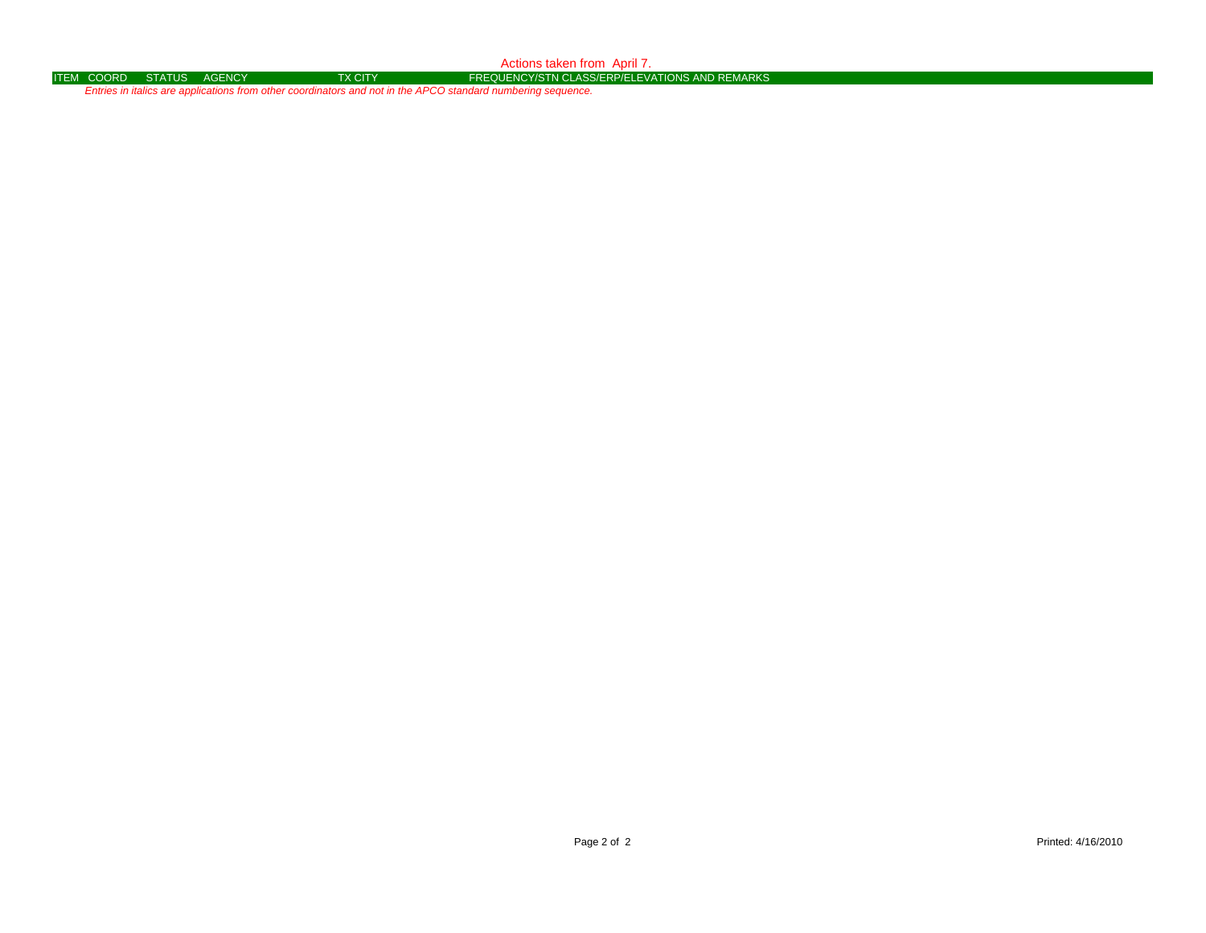Actions taken from April 7.

| ITEM | COORD | STATUS | AGENCY | TX CITY | FREQUENCY/STN CLASS/ERP/ELEVATIONS AND REMARKS |
|---|---|---|---|---|---|

*Entries in italics are applications from other coordinators and not in the APCO standard numbering sequence.*

Printed: 4/16/2010